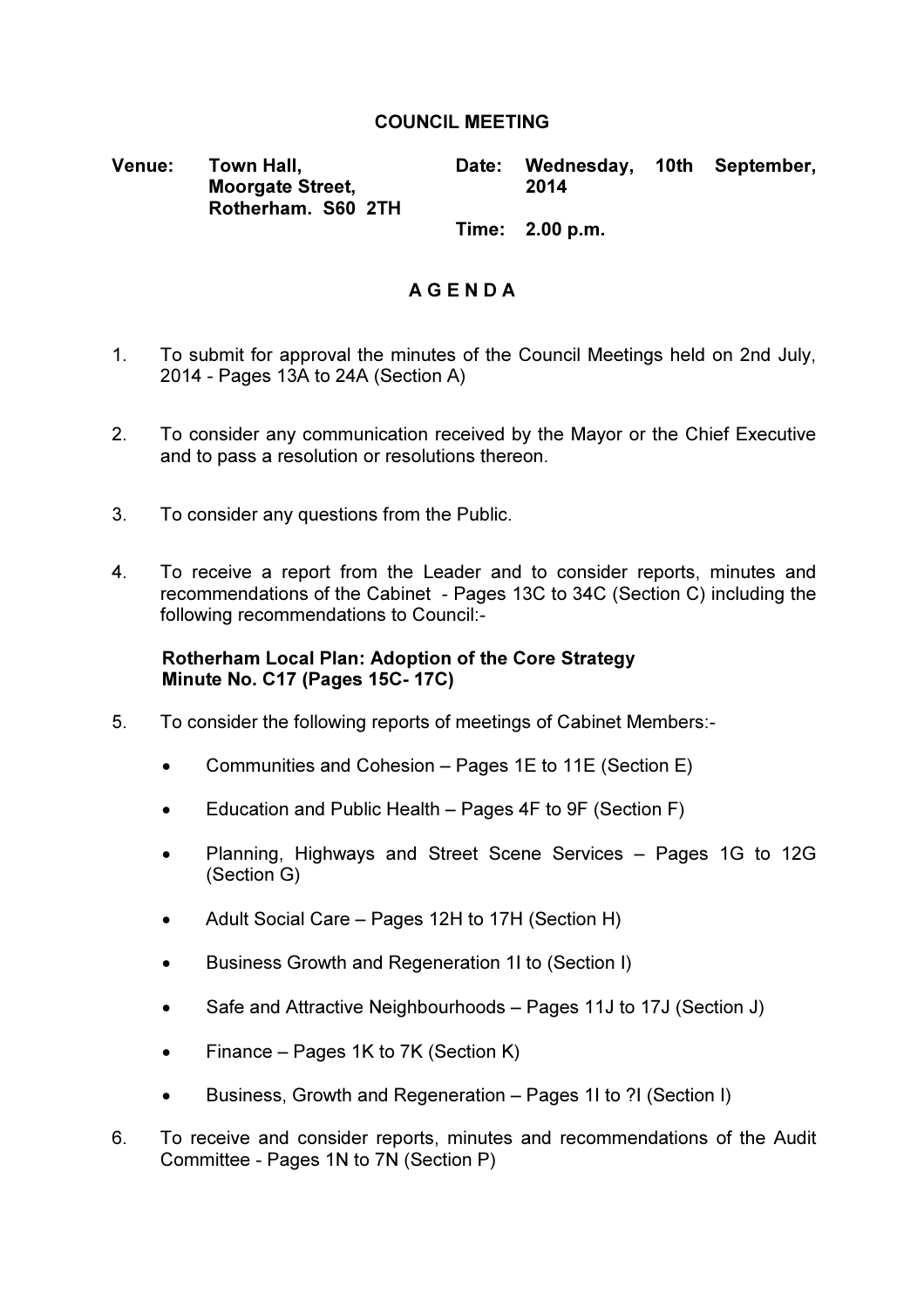# COUNCIL MEETING

**Venue:** **Town Hall, Moorgate Street, Rotherham. S60 2TH**

**Date:** **Wednesday, 10th September, 2014**

**Time:** **2.00 p.m.**

## A G E N D A

1. To submit for approval the minutes of the Council Meetings held on 2nd July, 2014 - Pages 13A to 24A (Section A)

2. To consider any communication received by the Mayor or the Chief Executive and to pass a resolution or resolutions thereon.

3. To consider any questions from the Public.

4. To receive a report from the Leader and to consider reports, minutes and recommendations of the Cabinet - Pages 13C to 34C (Section C) including the following recommendations to Council:-

   **Rotherham Local Plan: Adoption of the Core Strategy**
   **Minute No. C17 (Pages 15C- 17C)**

5. To consider the following reports of meetings of Cabinet Members:-

   - Communities and Cohesion – Pages 1E to 11E (Section E)
   - Education and Public Health – Pages 4F to 9F (Section F)
   - Planning, Highways and Street Scene Services – Pages 1G to 12G (Section G)
   - Adult Social Care – Pages 12H to 17H (Section H)
   - Business Growth and Regeneration 1I to (Section I)
   - Safe and Attractive Neighbourhoods – Pages 11J to 17J (Section J)
   - Finance – Pages 1K to 7K (Section K)
   - Business, Growth and Regeneration – Pages 1I to ?I (Section I)

6. To receive and consider reports, minutes and recommendations of the Audit Committee - Pages 1N to 7N (Section P)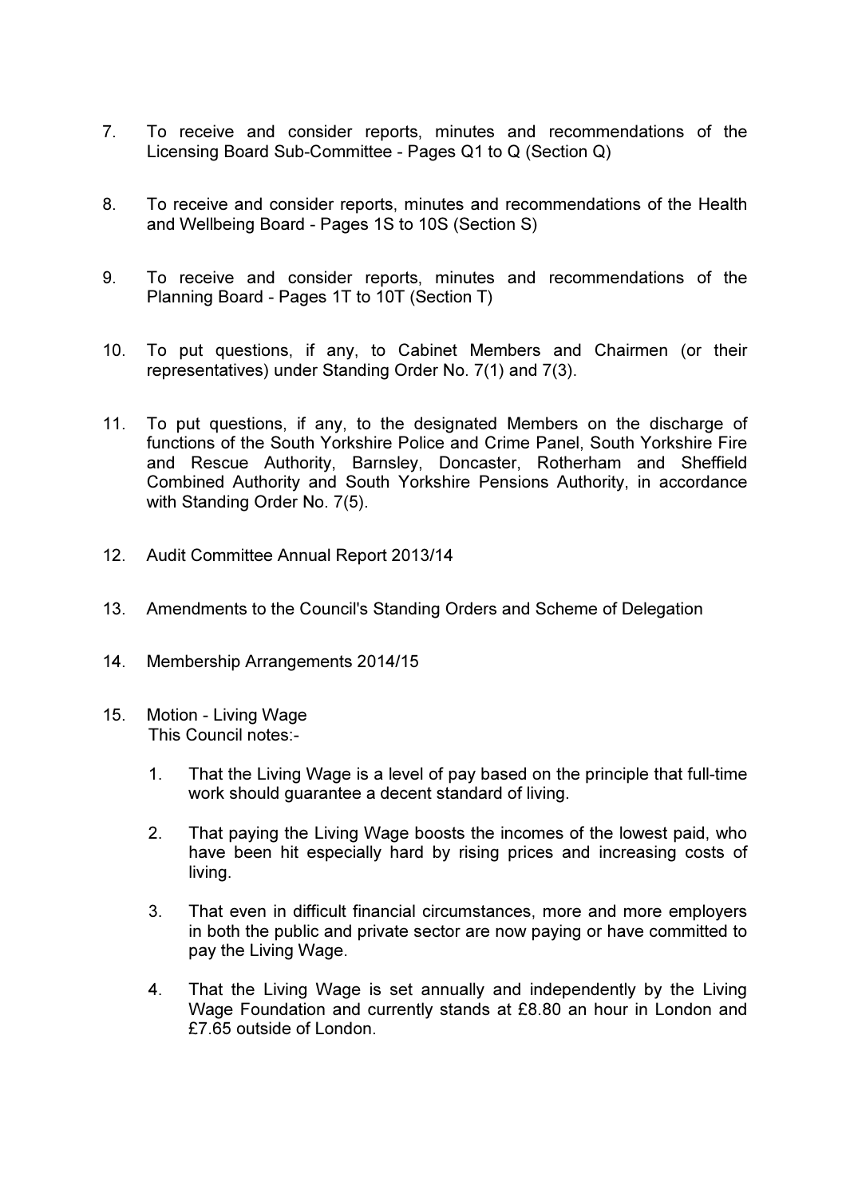7. To receive and consider reports, minutes and recommendations of the Licensing Board Sub-Committee - Pages Q1 to Q (Section Q)

8. To receive and consider reports, minutes and recommendations of the Health and Wellbeing Board - Pages 1S to 10S (Section S)

9. To receive and consider reports, minutes and recommendations of the Planning Board - Pages 1T to 10T (Section T)

10. To put questions, if any, to Cabinet Members and Chairmen (or their representatives) under Standing Order No. 7(1) and 7(3).

11. To put questions, if any, to the designated Members on the discharge of functions of the South Yorkshire Police and Crime Panel, South Yorkshire Fire and Rescue Authority, Barnsley, Doncaster, Rotherham and Sheffield Combined Authority and South Yorkshire Pensions Authority, in accordance with Standing Order No. 7(5).

12. Audit Committee Annual Report 2013/14

13. Amendments to the Council's Standing Orders and Scheme of Delegation

14. Membership Arrangements 2014/15

15. Motion - Living Wage
    This Council notes:-

    1. That the Living Wage is a level of pay based on the principle that full-time work should guarantee a decent standard of living.

    2. That paying the Living Wage boosts the incomes of the lowest paid, who have been hit especially hard by rising prices and increasing costs of living.

    3. That even in difficult financial circumstances, more and more employers in both the public and private sector are now paying or have committed to pay the Living Wage.

    4. That the Living Wage is set annually and independently by the Living Wage Foundation and currently stands at £8.80 an hour in London and £7.65 outside of London.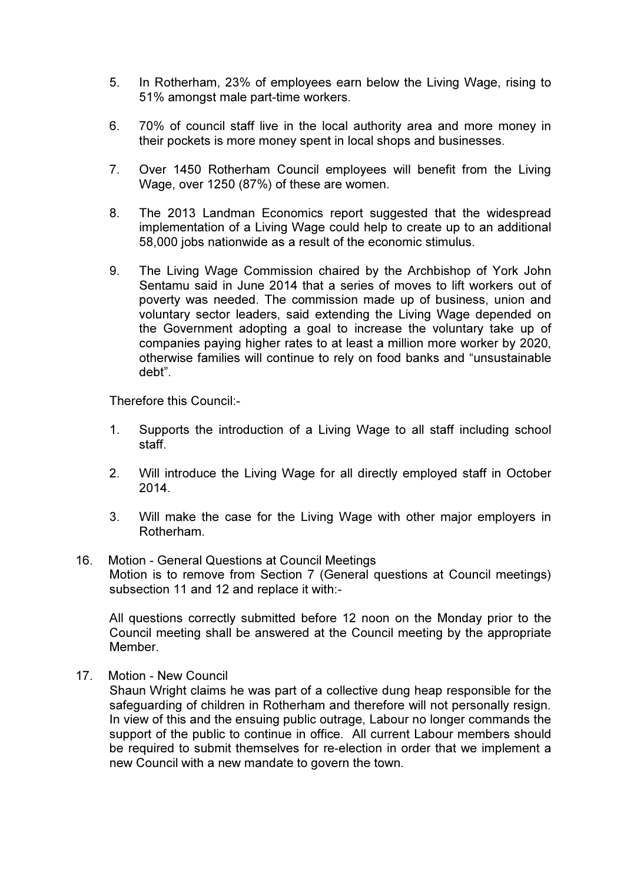5. In Rotherham, 23% of employees earn below the Living Wage, rising to 51% amongst male part-time workers.

6. 70% of council staff live in the local authority area and more money in their pockets is more money spent in local shops and businesses.

7. Over 1450 Rotherham Council employees will benefit from the Living Wage, over 1250 (87%) of these are women.

8. The 2013 Landman Economics report suggested that the widespread implementation of a Living Wage could help to create up to an additional 58,000 jobs nationwide as a result of the economic stimulus.

9. The Living Wage Commission chaired by the Archbishop of York John Sentamu said in June 2014 that a series of moves to lift workers out of poverty was needed. The commission made up of business, union and voluntary sector leaders, said extending the Living Wage depended on the Government adopting a goal to increase the voluntary take up of companies paying higher rates to at least a million more worker by 2020, otherwise families will continue to rely on food banks and “unsustainable debt”.

Therefore this Council:-

1. Supports the introduction of a Living Wage to all staff including school staff.

2. Will introduce the Living Wage for all directly employed staff in October 2014.

3. Will make the case for the Living Wage with other major employers in Rotherham.

16. Motion - General Questions at Council Meetings

Motion is to remove from Section 7 (General questions at Council meetings) subsection 11 and 12 and replace it with:-

All questions correctly submitted before 12 noon on the Monday prior to the Council meeting shall be answered at the Council meeting by the appropriate Member.

17. Motion - New Council

Shaun Wright claims he was part of a collective dung heap responsible for the safeguarding of children in Rotherham and therefore will not personally resign. In view of this and the ensuing public outrage, Labour no longer commands the support of the public to continue in office. All current Labour members should be required to submit themselves for re-election in order that we implement a new Council with a new mandate to govern the town.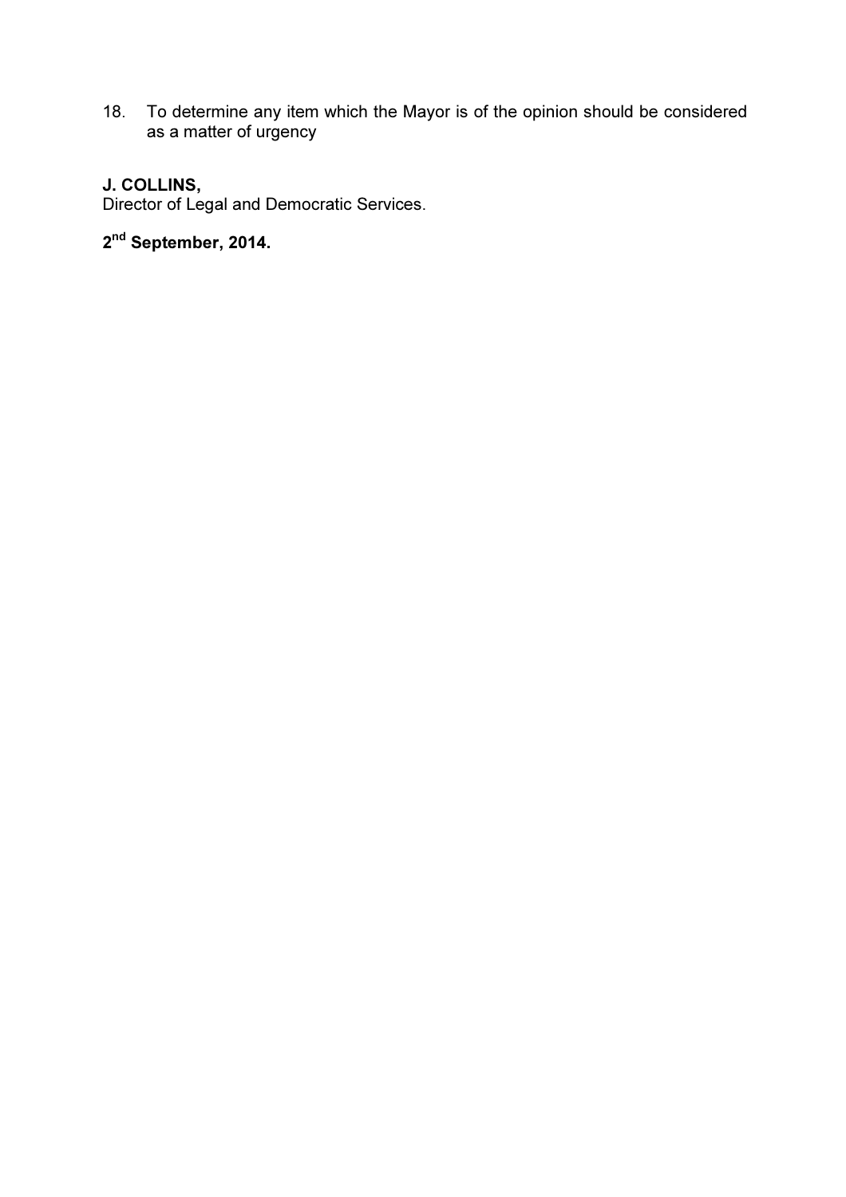18. To determine any item which the Mayor is of the opinion should be considered as a matter of urgency

**J. COLLINS,**
Director of Legal and Democratic Services.

**2nd September, 2014.**